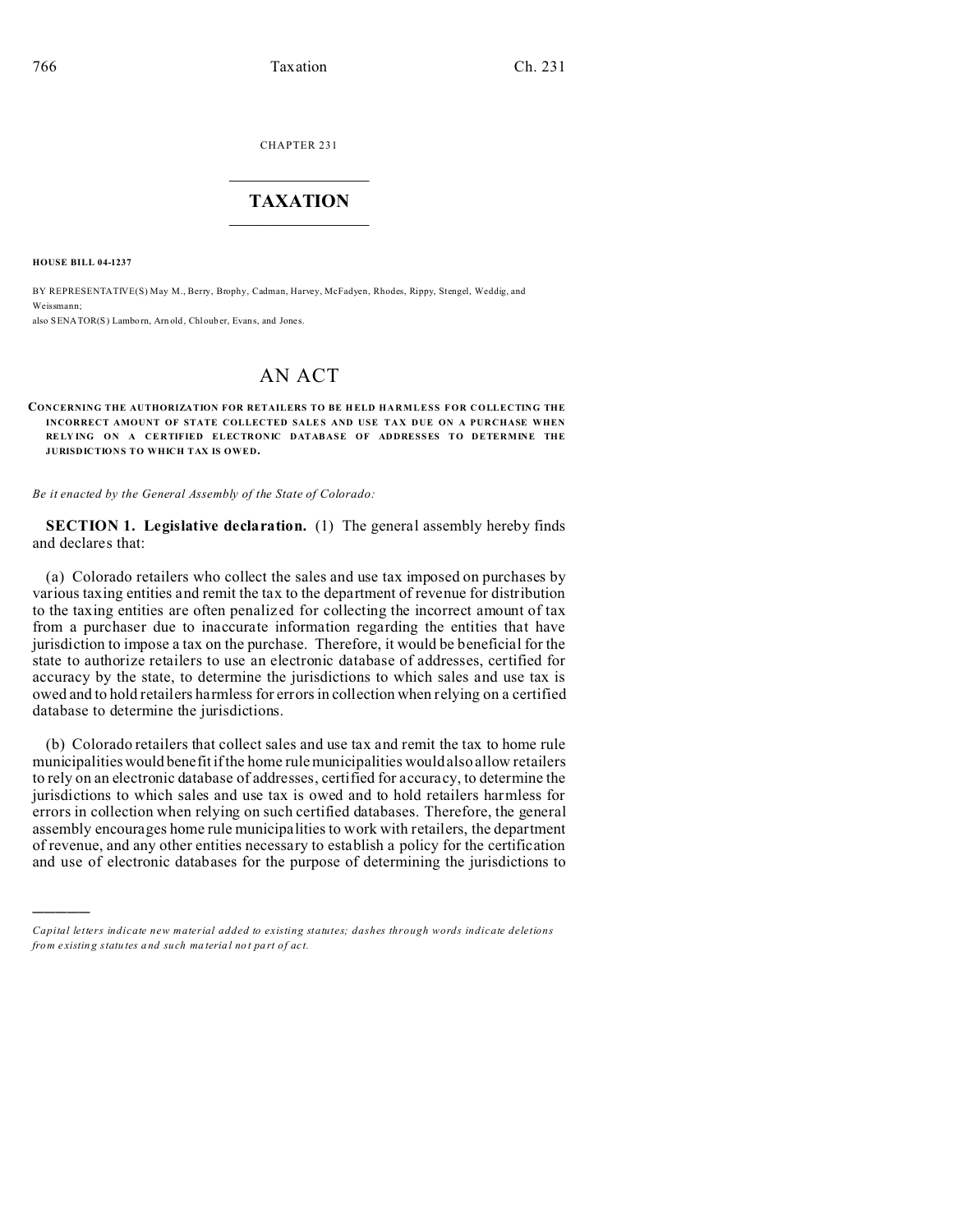CHAPTER 231

# TAXATION

**HOUSE BILL 04-1237**

BY REPRESENTATIVE(S) May M., Berry, Brophy, Cadman, Harvey, McFadyen, Rhodes, Rippy, Stengel, Weddig, and Weissmann;
also SENATOR(S) Lamborn, Arnold, Chlouber, Evans, and Jones.

# AN ACT

**CONCERNING THE AUTHORIZATION FOR RETAILERS TO BE HELD HARMLESS FOR COLLECTING THE INCORRECT AMOUNT OF STATE COLLECTED SALES AND USE TAX DUE ON A PURCHASE WHEN RELYING ON A CERTIFIED ELECTRONIC DATABASE OF ADDRESSES TO DETERMINE THE JURISDICTIONS TO WHICH TAX IS OWED.**

*Be it enacted by the General Assembly of the State of Colorado:*

**SECTION 1. Legislative declaration.** (1) The general assembly hereby finds and declares that:

(a) Colorado retailers who collect the sales and use tax imposed on purchases by various taxing entities and remit the tax to the department of revenue for distribution to the taxing entities are often penalized for collecting the incorrect amount of tax from a purchaser due to inaccurate information regarding the entities that have jurisdiction to impose a tax on the purchase. Therefore, it would be beneficial for the state to authorize retailers to use an electronic database of addresses, certified for accuracy by the state, to determine the jurisdictions to which sales and use tax is owed and to hold retailers harmless for errors in collection when relying on a certified database to determine the jurisdictions.

(b) Colorado retailers that collect sales and use tax and remit the tax to home rule municipalities would benefit if the home rule municipalities would also allow retailers to rely on an electronic database of addresses, certified for accuracy, to determine the jurisdictions to which sales and use tax is owed and to hold retailers harmless for errors in collection when relying on such certified databases. Therefore, the general assembly encourages home rule municipalities to work with retailers, the department of revenue, and any other entities necessary to establish a policy for the certification and use of electronic databases for the purpose of determining the jurisdictions to

---

*Capital letters indicate new material added to existing statutes; dashes through words indicate deletions from existing statutes and such material not part of act.*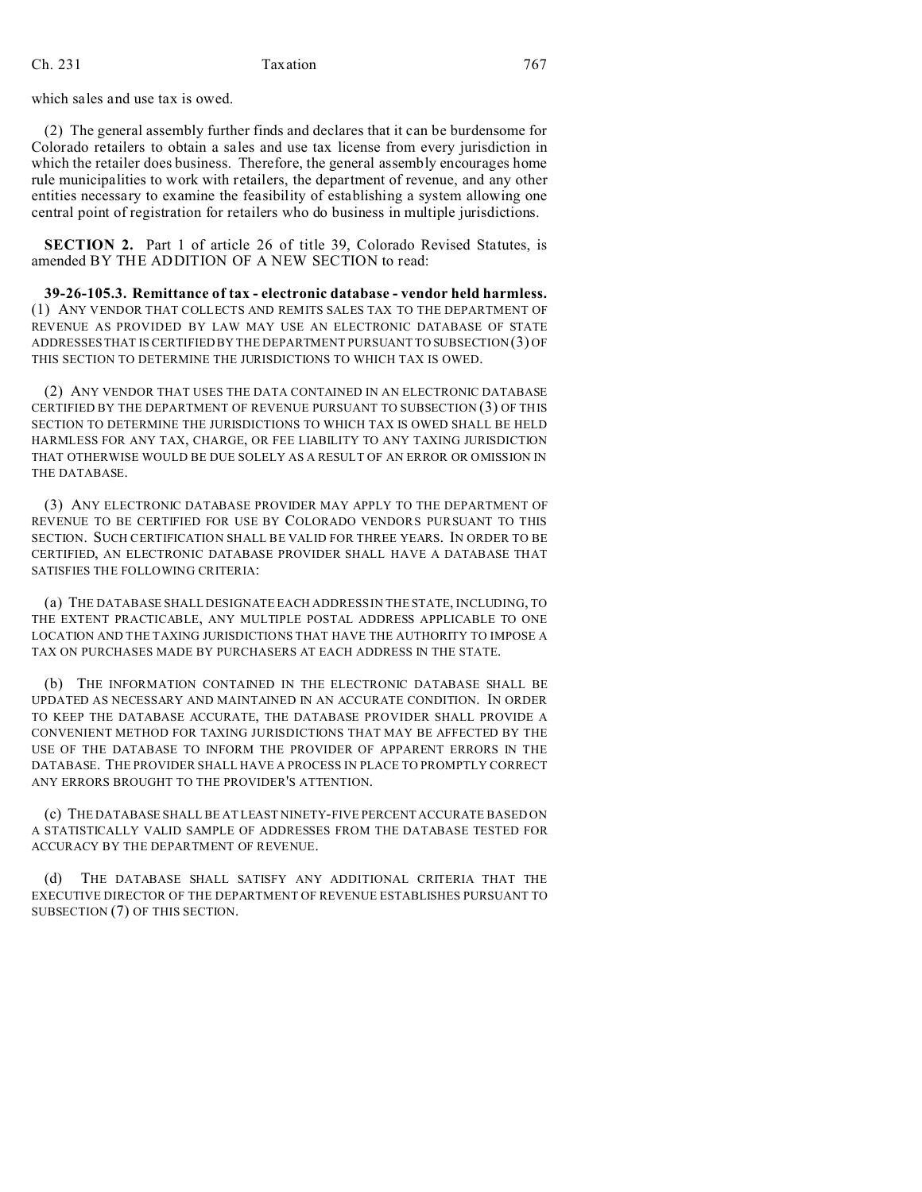which sales and use tax is owed.

(2) The general assembly further finds and declares that it can be burdensome for Colorado retailers to obtain a sales and use tax license from every jurisdiction in which the retailer does business. Therefore, the general assembly encourages home rule municipalities to work with retailers, the department of revenue, and any other entities necessary to examine the feasibility of establishing a system allowing one central point of registration for retailers who do business in multiple jurisdictions.

**SECTION 2.** Part 1 of article 26 of title 39, Colorado Revised Statutes, is amended BY THE ADDITION OF A NEW SECTION to read:

**39-26-105.3. Remittance of tax - electronic database - vendor held harmless.** (1) ANY VENDOR THAT COLLECTS AND REMITS SALES TAX TO THE DEPARTMENT OF REVENUE AS PROVIDED BY LAW MAY USE AN ELECTRONIC DATABASE OF STATE ADDRESSES THAT IS CERTIFIED BY THE DEPARTMENT PURSUANT TO SUBSECTION (3) OF THIS SECTION TO DETERMINE THE JURISDICTIONS TO WHICH TAX IS OWED.

(2) ANY VENDOR THAT USES THE DATA CONTAINED IN AN ELECTRONIC DATABASE CERTIFIED BY THE DEPARTMENT OF REVENUE PURSUANT TO SUBSECTION (3) OF THIS SECTION TO DETERMINE THE JURISDICTIONS TO WHICH TAX IS OWED SHALL BE HELD HARMLESS FOR ANY TAX, CHARGE, OR FEE LIABILITY TO ANY TAXING JURISDICTION THAT OTHERWISE WOULD BE DUE SOLELY AS A RESULT OF AN ERROR OR OMISSION IN THE DATABASE.

(3) ANY ELECTRONIC DATABASE PROVIDER MAY APPLY TO THE DEPARTMENT OF REVENUE TO BE CERTIFIED FOR USE BY COLORADO VENDORS PURSUANT TO THIS SECTION. SUCH CERTIFICATION SHALL BE VALID FOR THREE YEARS. IN ORDER TO BE CERTIFIED, AN ELECTRONIC DATABASE PROVIDER SHALL HAVE A DATABASE THAT SATISFIES THE FOLLOWING CRITERIA:

(a) THE DATABASE SHALL DESIGNATE EACH ADDRESS IN THE STATE, INCLUDING, TO THE EXTENT PRACTICABLE, ANY MULTIPLE POSTAL ADDRESS APPLICABLE TO ONE LOCATION AND THE TAXING JURISDICTIONS THAT HAVE THE AUTHORITY TO IMPOSE A TAX ON PURCHASES MADE BY PURCHASERS AT EACH ADDRESS IN THE STATE.

(b) THE INFORMATION CONTAINED IN THE ELECTRONIC DATABASE SHALL BE UPDATED AS NECESSARY AND MAINTAINED IN AN ACCURATE CONDITION. IN ORDER TO KEEP THE DATABASE ACCURATE, THE DATABASE PROVIDER SHALL PROVIDE A CONVENIENT METHOD FOR TAXING JURISDICTIONS THAT MAY BE AFFECTED BY THE USE OF THE DATABASE TO INFORM THE PROVIDER OF APPARENT ERRORS IN THE DATABASE. THE PROVIDER SHALL HAVE A PROCESS IN PLACE TO PROMPTLY CORRECT ANY ERRORS BROUGHT TO THE PROVIDER'S ATTENTION.

(c) THE DATABASE SHALL BE AT LEAST NINETY-FIVE PERCENT ACCURATE BASED ON A STATISTICALLY VALID SAMPLE OF ADDRESSES FROM THE DATABASE TESTED FOR ACCURACY BY THE DEPARTMENT OF REVENUE.

(d) THE DATABASE SHALL SATISFY ANY ADDITIONAL CRITERIA THAT THE EXECUTIVE DIRECTOR OF THE DEPARTMENT OF REVENUE ESTABLISHES PURSUANT TO SUBSECTION (7) OF THIS SECTION.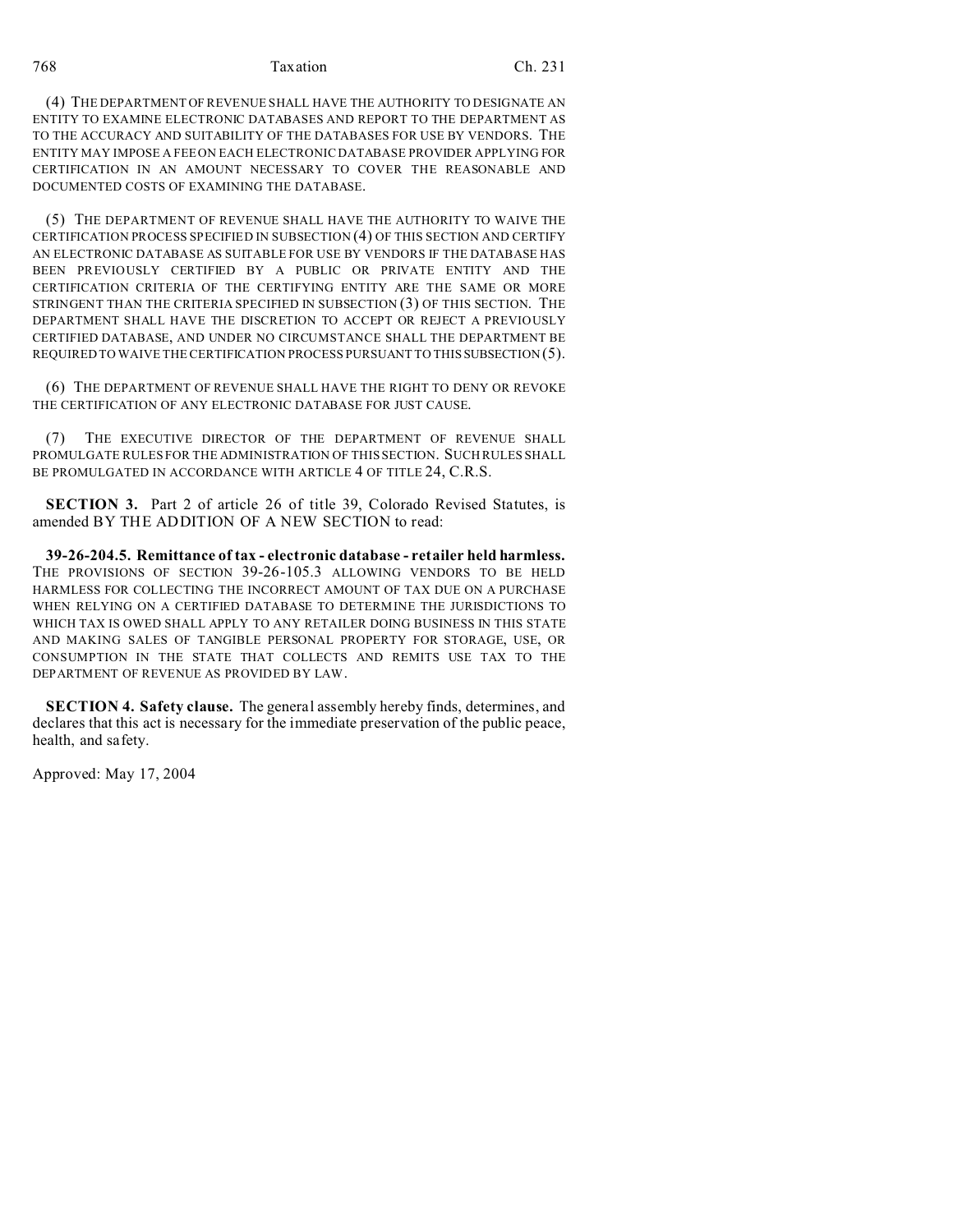(4) THE DEPARTMENT OF REVENUE SHALL HAVE THE AUTHORITY TO DESIGNATE AN ENTITY TO EXAMINE ELECTRONIC DATABASES AND REPORT TO THE DEPARTMENT AS TO THE ACCURACY AND SUITABILITY OF THE DATABASES FOR USE BY VENDORS. THE ENTITY MAY IMPOSE A FEE ON EACH ELECTRONIC DATABASE PROVIDER APPLYING FOR CERTIFICATION IN AN AMOUNT NECESSARY TO COVER THE REASONABLE AND DOCUMENTED COSTS OF EXAMINING THE DATABASE.

(5) THE DEPARTMENT OF REVENUE SHALL HAVE THE AUTHORITY TO WAIVE THE CERTIFICATION PROCESS SPECIFIED IN SUBSECTION (4) OF THIS SECTION AND CERTIFY AN ELECTRONIC DATABASE AS SUITABLE FOR USE BY VENDORS IF THE DATABASE HAS BEEN PREVIOUSLY CERTIFIED BY A PUBLIC OR PRIVATE ENTITY AND THE CERTIFICATION CRITERIA OF THE CERTIFYING ENTITY ARE THE SAME OR MORE STRINGENT THAN THE CRITERIA SPECIFIED IN SUBSECTION (3) OF THIS SECTION. THE DEPARTMENT SHALL HAVE THE DISCRETION TO ACCEPT OR REJECT A PREVIOUSLY CERTIFIED DATABASE, AND UNDER NO CIRCUMSTANCE SHALL THE DEPARTMENT BE REQUIRED TO WAIVE THE CERTIFICATION PROCESS PURSUANT TO THIS SUBSECTION (5).

(6) THE DEPARTMENT OF REVENUE SHALL HAVE THE RIGHT TO DENY OR REVOKE THE CERTIFICATION OF ANY ELECTRONIC DATABASE FOR JUST CAUSE.

(7) THE EXECUTIVE DIRECTOR OF THE DEPARTMENT OF REVENUE SHALL PROMULGATE RULES FOR THE ADMINISTRATION OF THIS SECTION. SUCH RULES SHALL BE PROMULGATED IN ACCORDANCE WITH ARTICLE 4 OF TITLE 24, C.R.S.

**SECTION 3.** Part 2 of article 26 of title 39, Colorado Revised Statutes, is amended BY THE ADDITION OF A NEW SECTION to read:

**39-26-204.5. Remittance of tax - electronic database - retailer held harmless.** THE PROVISIONS OF SECTION 39-26-105.3 ALLOWING VENDORS TO BE HELD HARMLESS FOR COLLECTING THE INCORRECT AMOUNT OF TAX DUE ON A PURCHASE WHEN RELYING ON A CERTIFIED DATABASE TO DETERMINE THE JURISDICTIONS TO WHICH TAX IS OWED SHALL APPLY TO ANY RETAILER DOING BUSINESS IN THIS STATE AND MAKING SALES OF TANGIBLE PERSONAL PROPERTY FOR STORAGE, USE, OR CONSUMPTION IN THE STATE THAT COLLECTS AND REMITS USE TAX TO THE DEPARTMENT OF REVENUE AS PROVIDED BY LAW.

**SECTION 4. Safety clause.** The general assembly hereby finds, determines, and declares that this act is necessary for the immediate preservation of the public peace, health, and safety.

Approved: May 17, 2004